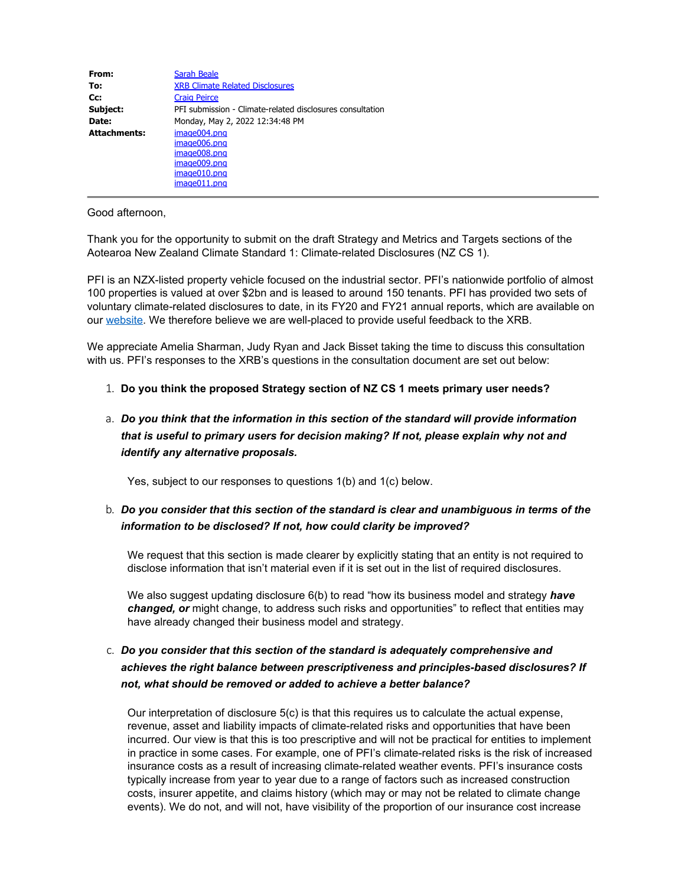| | |
|---|---|
| **From:** | Sarah Beale |
| **To:** | XRB Climate Related Disclosures |
| **Cc:** | Craig Peirce |
| **Subject:** | PFI submission - Climate-related disclosures consultation |
| **Date:** | Monday, May 2, 2022 12:34:48 PM |
| **Attachments:** | image004.png<br>image006.png<br>image008.png<br>image009.png<br>image010.png<br>image011.png |

---

Good afternoon,

Thank you for the opportunity to submit on the draft Strategy and Metrics and Targets sections of the Aotearoa New Zealand Climate Standard 1: Climate-related Disclosures (NZ CS 1).

PFI is an NZX-listed property vehicle focused on the industrial sector. PFI's nationwide portfolio of almost 100 properties is valued at over $2bn and is leased to around 150 tenants. PFI has provided two sets of voluntary climate-related disclosures to date, in its FY20 and FY21 annual reports, which are available on our website. We therefore believe we are well-placed to provide useful feedback to the XRB.

We appreciate Amelia Sharman, Judy Ryan and Jack Bisset taking the time to discuss this consultation with us. PFI's responses to the XRB's questions in the consultation document are set out below:

1. **Do you think the proposed Strategy section of NZ CS 1 meets primary user needs?**

a. ***Do you think that the information in this section of the standard will provide information that is useful to primary users for decision making? If not, please explain why not and identify any alternative proposals.***

Yes, subject to our responses to questions 1(b) and 1(c) below.

b. ***Do you consider that this section of the standard is clear and unambiguous in terms of the information to be disclosed? If not, how could clarity be improved?***

We request that this section is made clearer by explicitly stating that an entity is not required to disclose information that isn't material even if it is set out in the list of required disclosures.

We also suggest updating disclosure 6(b) to read "how its business model and strategy ***have changed, or*** might change, to address such risks and opportunities" to reflect that entities may have already changed their business model and strategy.

c. ***Do you consider that this section of the standard is adequately comprehensive and achieves the right balance between prescriptiveness and principles-based disclosures? If not, what should be removed or added to achieve a better balance?***

Our interpretation of disclosure 5(c) is that this requires us to calculate the actual expense, revenue, asset and liability impacts of climate-related risks and opportunities that have been incurred. Our view is that this is too prescriptive and will not be practical for entities to implement in practice in some cases. For example, one of PFI's climate-related risks is the risk of increased insurance costs as a result of increasing climate-related weather events. PFI's insurance costs typically increase from year to year due to a range of factors such as increased construction costs, insurer appetite, and claims history (which may or may not be related to climate change events). We do not, and will not, have visibility of the proportion of our insurance cost increase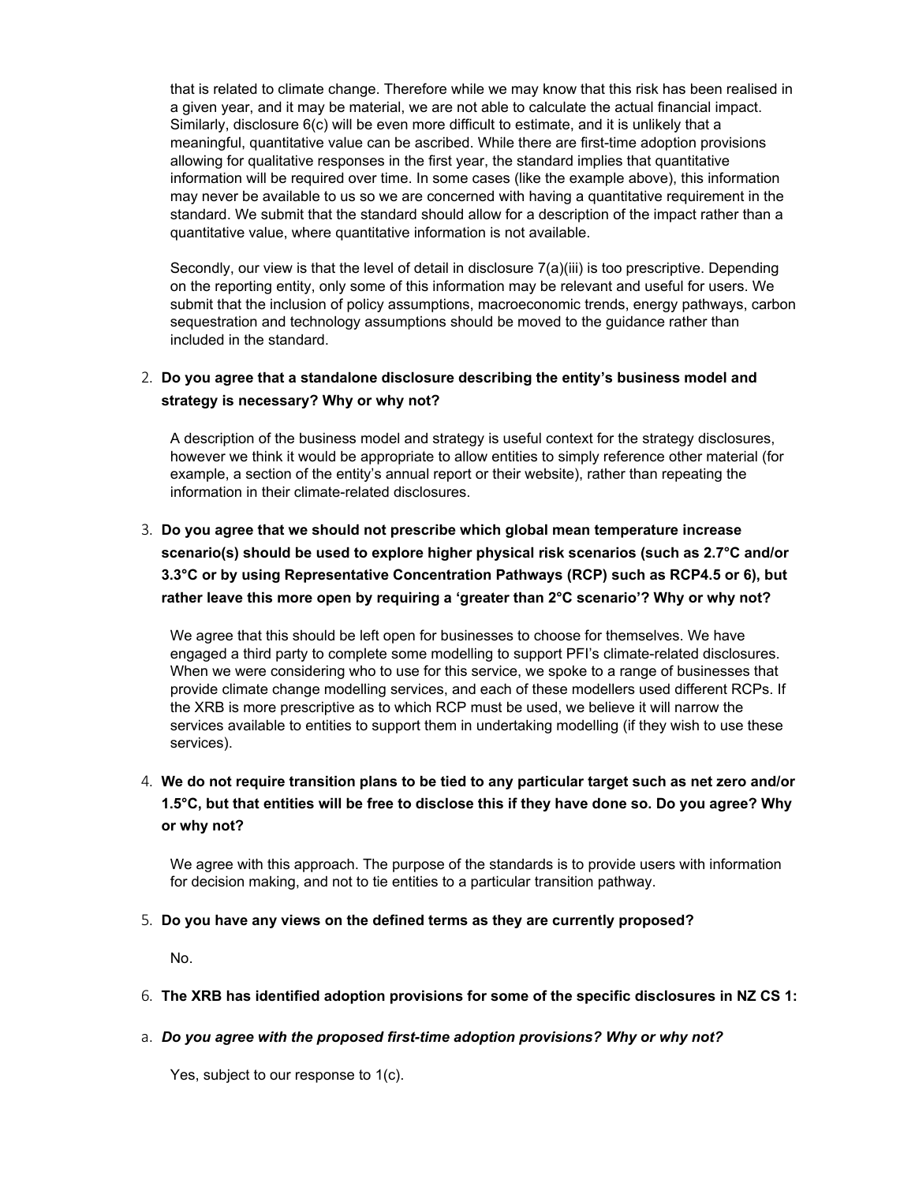that is related to climate change. Therefore while we may know that this risk has been realised in a given year, and it may be material, we are not able to calculate the actual financial impact. Similarly, disclosure 6(c) will be even more difficult to estimate, and it is unlikely that a meaningful, quantitative value can be ascribed. While there are first-time adoption provisions allowing for qualitative responses in the first year, the standard implies that quantitative information will be required over time. In some cases (like the example above), this information may never be available to us so we are concerned with having a quantitative requirement in the standard. We submit that the standard should allow for a description of the impact rather than a quantitative value, where quantitative information is not available.

Secondly, our view is that the level of detail in disclosure 7(a)(iii) is too prescriptive. Depending on the reporting entity, only some of this information may be relevant and useful for users. We submit that the inclusion of policy assumptions, macroeconomic trends, energy pathways, carbon sequestration and technology assumptions should be moved to the guidance rather than included in the standard.

2. **Do you agree that a standalone disclosure describing the entity's business model and strategy is necessary? Why or why not?**

   A description of the business model and strategy is useful context for the strategy disclosures, however we think it would be appropriate to allow entities to simply reference other material (for example, a section of the entity's annual report or their website), rather than repeating the information in their climate-related disclosures.

3. **Do you agree that we should not prescribe which global mean temperature increase scenario(s) should be used to explore higher physical risk scenarios (such as 2.7°C and/or 3.3°C or by using Representative Concentration Pathways (RCP) such as RCP4.5 or 6), but rather leave this more open by requiring a 'greater than 2°C scenario'? Why or why not?**

   We agree that this should be left open for businesses to choose for themselves. We have engaged a third party to complete some modelling to support PFI's climate-related disclosures. When we were considering who to use for this service, we spoke to a range of businesses that provide climate change modelling services, and each of these modellers used different RCPs. If the XRB is more prescriptive as to which RCP must be used, we believe it will narrow the services available to entities to support them in undertaking modelling (if they wish to use these services).

4. **We do not require transition plans to be tied to any particular target such as net zero and/or 1.5°C, but that entities will be free to disclose this if they have done so. Do you agree? Why or why not?**

   We agree with this approach. The purpose of the standards is to provide users with information for decision making, and not to tie entities to a particular transition pathway.

5. **Do you have any views on the defined terms as they are currently proposed?**

   No.

6. **The XRB has identified adoption provisions for some of the specific disclosures in NZ CS 1:**

a. ***Do you agree with the proposed first-time adoption provisions? Why or why not?***

   Yes, subject to our response to 1(c).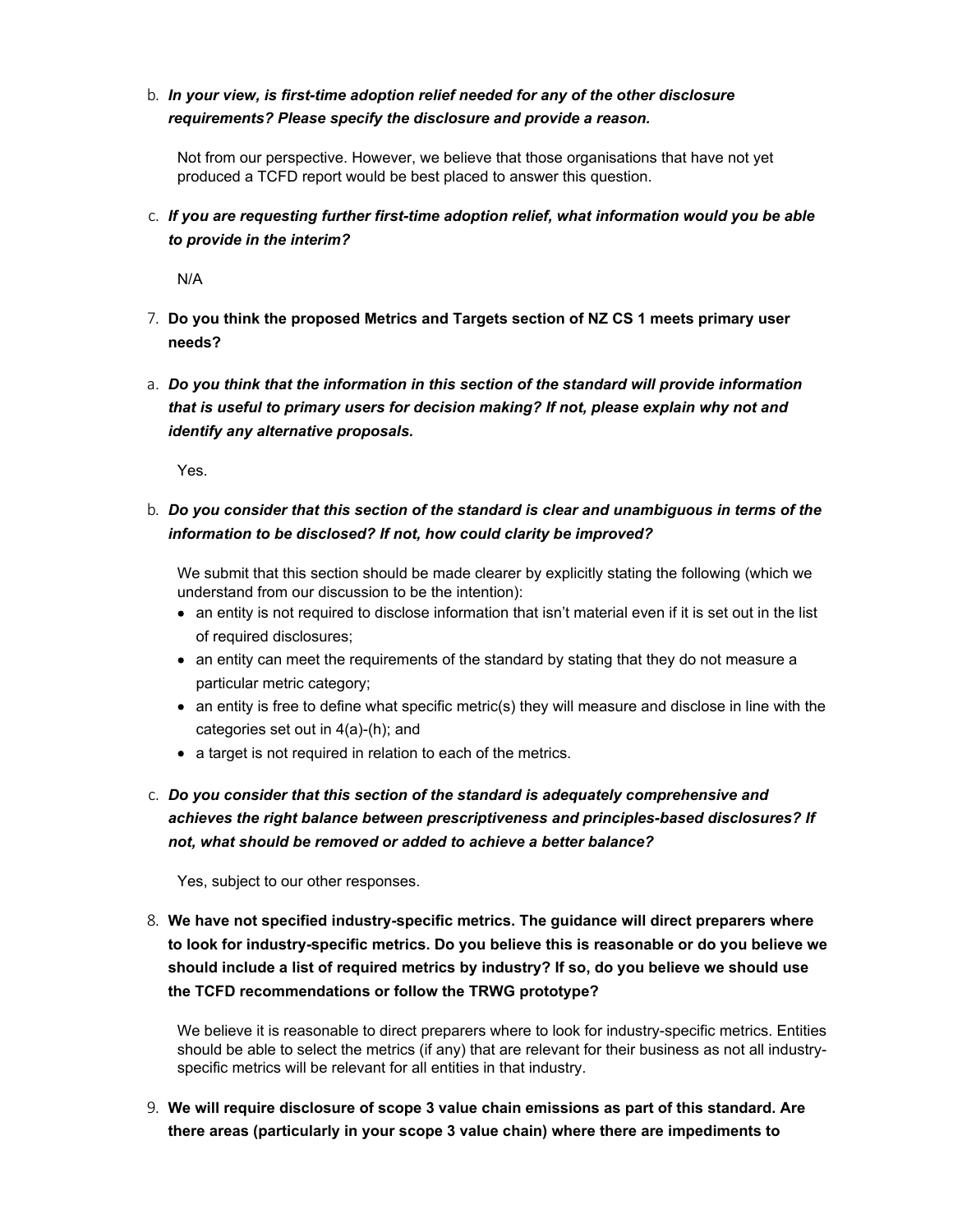b. ***In your view, is first-time adoption relief needed for any of the other disclosure requirements? Please specify the disclosure and provide a reason.***

   Not from our perspective. However, we believe that those organisations that have not yet produced a TCFD report would be best placed to answer this question.

c. ***If you are requesting further first-time adoption relief, what information would you be able to provide in the interim?***

   N/A

7. **Do you think the proposed Metrics and Targets section of NZ CS 1 meets primary user needs?**

a. ***Do you think that the information in this section of the standard will provide information that is useful to primary users for decision making? If not, please explain why not and identify any alternative proposals.***

   Yes.

b. ***Do you consider that this section of the standard is clear and unambiguous in terms of the information to be disclosed? If not, how could clarity be improved?***

   We submit that this section should be made clearer by explicitly stating the following (which we understand from our discussion to be the intention):

   - an entity is not required to disclose information that isn't material even if it is set out in the list of required disclosures;
   - an entity can meet the requirements of the standard by stating that they do not measure a particular metric category;
   - an entity is free to define what specific metric(s) they will measure and disclose in line with the categories set out in 4(a)-(h); and
   - a target is not required in relation to each of the metrics.

c. ***Do you consider that this section of the standard is adequately comprehensive and achieves the right balance between prescriptiveness and principles-based disclosures? If not, what should be removed or added to achieve a better balance?***

   Yes, subject to our other responses.

8. **We have not specified industry-specific metrics. The guidance will direct preparers where to look for industry-specific metrics. Do you believe this is reasonable or do you believe we should include a list of required metrics by industry? If so, do you believe we should use the TCFD recommendations or follow the TRWG prototype?**

   We believe it is reasonable to direct preparers where to look for industry-specific metrics. Entities should be able to select the metrics (if any) that are relevant for their business as not all industry-specific metrics will be relevant for all entities in that industry.

9. **We will require disclosure of scope 3 value chain emissions as part of this standard. Are there areas (particularly in your scope 3 value chain) where there are impediments to**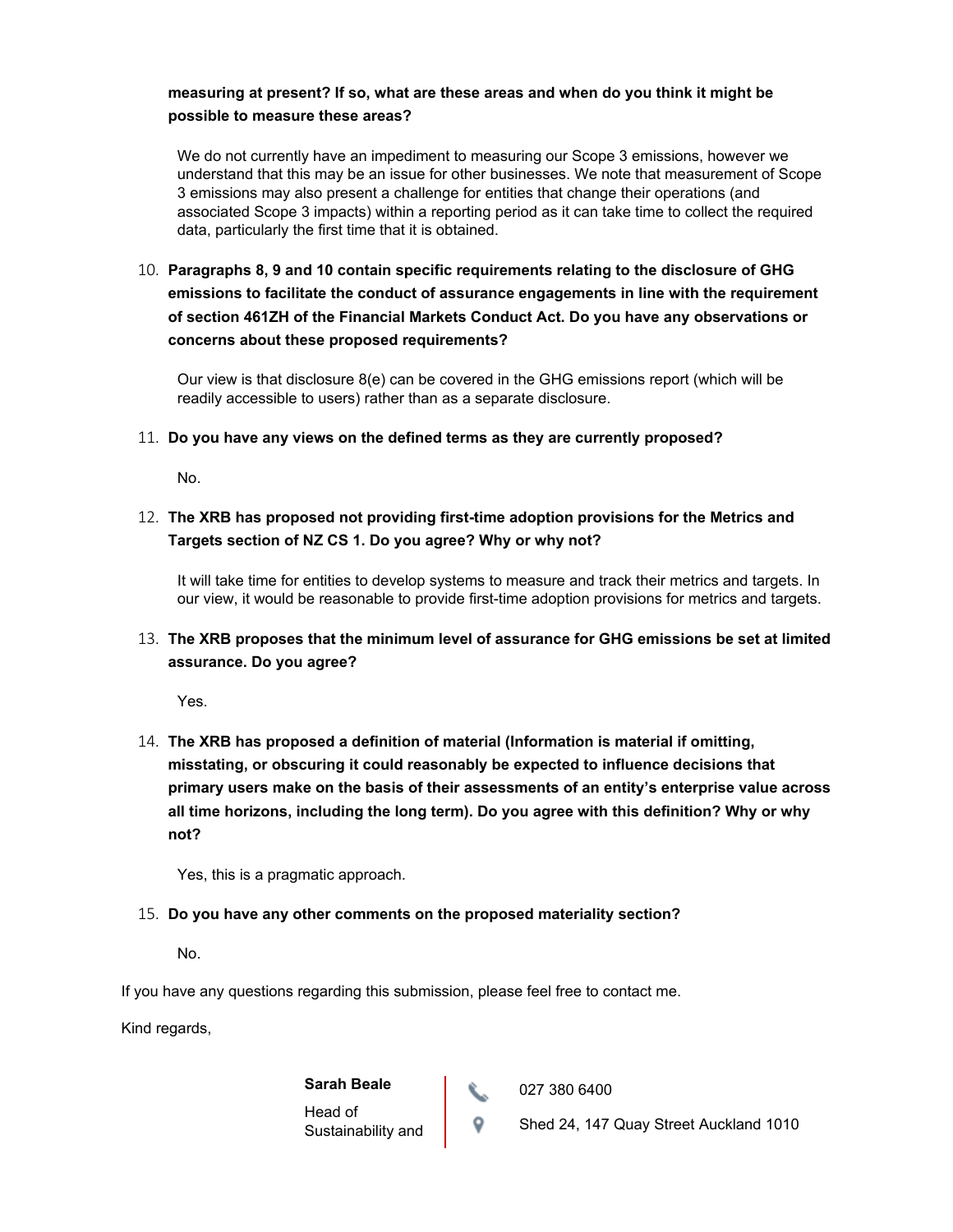**measuring at present? If so, what are these areas and when do you think it might be possible to measure these areas?**

We do not currently have an impediment to measuring our Scope 3 emissions, however we understand that this may be an issue for other businesses. We note that measurement of Scope 3 emissions may also present a challenge for entities that change their operations (and associated Scope 3 impacts) within a reporting period as it can take time to collect the required data, particularly the first time that it is obtained.

10. **Paragraphs 8, 9 and 10 contain specific requirements relating to the disclosure of GHG emissions to facilitate the conduct of assurance engagements in line with the requirement of section 461ZH of the Financial Markets Conduct Act. Do you have any observations or concerns about these proposed requirements?**

    Our view is that disclosure 8(e) can be covered in the GHG emissions report (which will be readily accessible to users) rather than as a separate disclosure.

11. **Do you have any views on the defined terms as they are currently proposed?**

    No.

12. **The XRB has proposed not providing first-time adoption provisions for the Metrics and Targets section of NZ CS 1. Do you agree? Why or why not?**

    It will take time for entities to develop systems to measure and track their metrics and targets. In our view, it would be reasonable to provide first-time adoption provisions for metrics and targets.

13. **The XRB proposes that the minimum level of assurance for GHG emissions be set at limited assurance. Do you agree?**

    Yes.

14. **The XRB has proposed a definition of material (Information is material if omitting, misstating, or obscuring it could reasonably be expected to influence decisions that primary users make on the basis of their assessments of an entity's enterprise value across all time horizons, including the long term). Do you agree with this definition? Why or why not?**

    Yes, this is a pragmatic approach.

15. **Do you have any other comments on the proposed materiality section?**

    No.

If you have any questions regarding this submission, please feel free to contact me.

Kind regards,

**Sarah Beale**
Head of Sustainability and

027 380 6400

Shed 24, 147 Quay Street Auckland 1010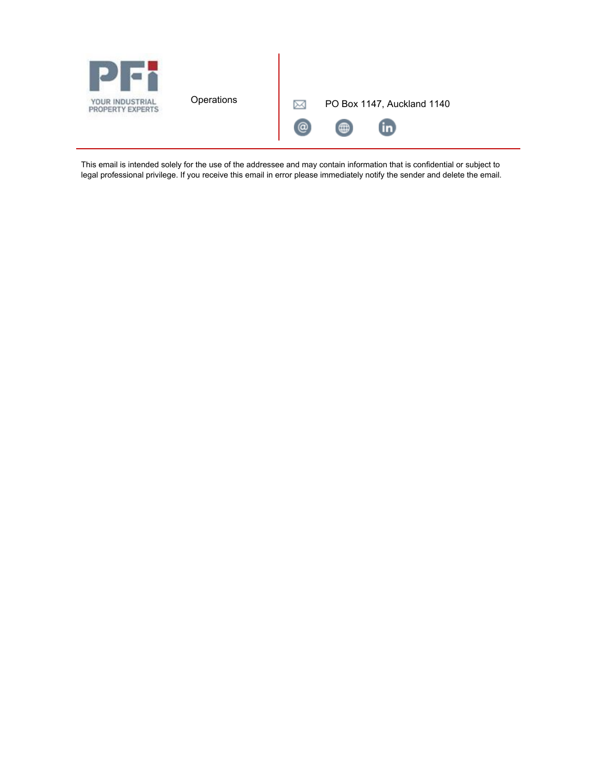PFi

YOUR INDUSTRIAL PROPERTY EXPERTS

Operations

PO Box 1147, Auckland 1140

---

This email is intended solely for the use of the addressee and may contain information that is confidential or subject to legal professional privilege. If you receive this email in error please immediately notify the sender and delete the email.